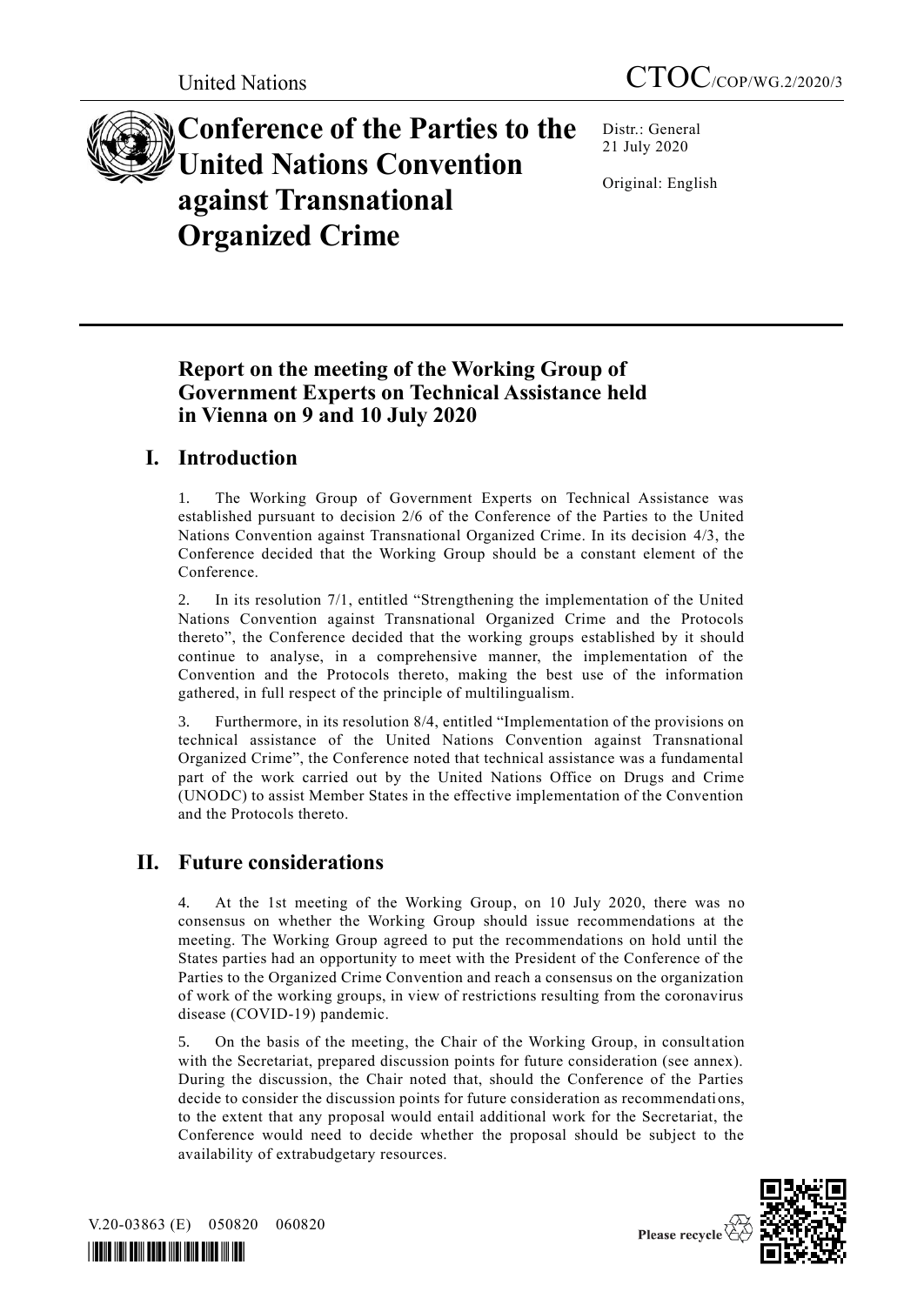United Nations CTOC/COP/WG.2/2020/3

# Conference of the Parties to the United Nations Convention against Transnational Organized Crime

Distr.: General
21 July 2020

Original: English

## Report on the meeting of the Working Group of Government Experts on Technical Assistance held in Vienna on 9 and 10 July 2020

## I. Introduction

1. The Working Group of Government Experts on Technical Assistance was established pursuant to decision 2/6 of the Conference of the Parties to the United Nations Convention against Transnational Organized Crime. In its decision 4/3, the Conference decided that the Working Group should be a constant element of the Conference.

2. In its resolution 7/1, entitled "Strengthening the implementation of the United Nations Convention against Transnational Organized Crime and the Protocols thereto", the Conference decided that the working groups established by it should continue to analyse, in a comprehensive manner, the implementation of the Convention and the Protocols thereto, making the best use of the information gathered, in full respect of the principle of multilingualism.

3. Furthermore, in its resolution 8/4, entitled "Implementation of the provisions on technical assistance of the United Nations Convention against Transnational Organized Crime", the Conference noted that technical assistance was a fundamental part of the work carried out by the United Nations Office on Drugs and Crime (UNODC) to assist Member States in the effective implementation of the Convention and the Protocols thereto.

## II. Future considerations

4. At the 1st meeting of the Working Group, on 10 July 2020, there was no consensus on whether the Working Group should issue recommendations at the meeting. The Working Group agreed to put the recommendations on hold until the States parties had an opportunity to meet with the President of the Conference of the Parties to the Organized Crime Convention and reach a consensus on the organization of work of the working groups, in view of restrictions resulting from the coronavirus disease (COVID-19) pandemic.

5. On the basis of the meeting, the Chair of the Working Group, in consultation with the Secretariat, prepared discussion points for future consideration (see annex). During the discussion, the Chair noted that, should the Conference of the Parties decide to consider the discussion points for future consideration as recommendations, to the extent that any proposal would entail additional work for the Secretariat, the Conference would need to decide whether the proposal should be subject to the availability of extrabudgetary resources.

V.20-03863 (E) 050820 060820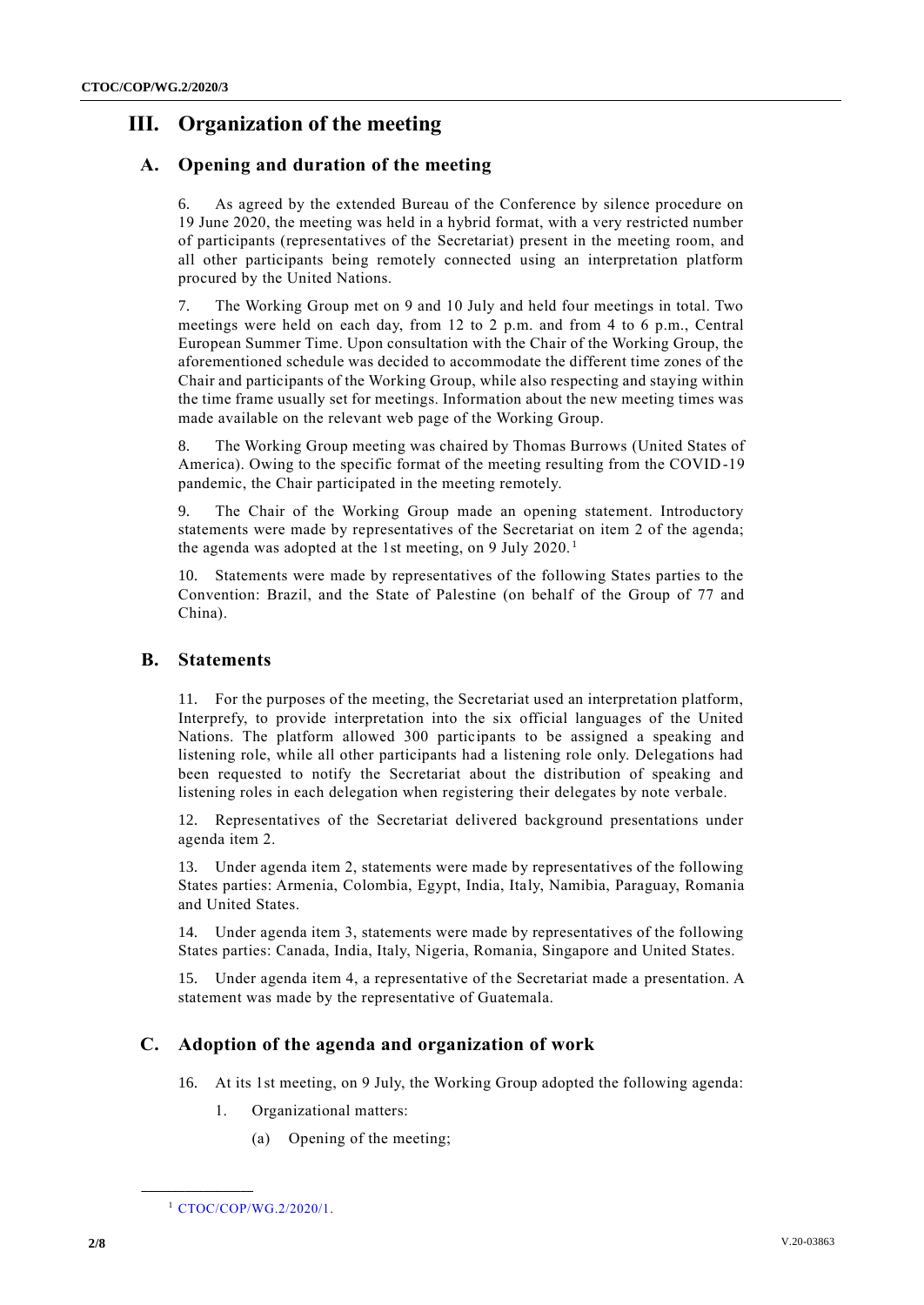# III. Organization of the meeting

## A. Opening and duration of the meeting

6. As agreed by the extended Bureau of the Conference by silence procedure on 19 June 2020, the meeting was held in a hybrid format, with a very restricted number of participants (representatives of the Secretariat) present in the meeting room, and all other participants being remotely connected using an interpretation platform procured by the United Nations.

7. The Working Group met on 9 and 10 July and held four meetings in total. Two meetings were held on each day, from 12 to 2 p.m. and from 4 to 6 p.m., Central European Summer Time. Upon consultation with the Chair of the Working Group, the aforementioned schedule was decided to accommodate the different time zones of the Chair and participants of the Working Group, while also respecting and staying within the time frame usually set for meetings. Information about the new meeting times was made available on the relevant web page of the Working Group.

8. The Working Group meeting was chaired by Thomas Burrows (United States of America). Owing to the specific format of the meeting resulting from the COVID-19 pandemic, the Chair participated in the meeting remotely.

9. The Chair of the Working Group made an opening statement. Introductory statements were made by representatives of the Secretariat on item 2 of the agenda; the agenda was adopted at the 1st meeting, on 9 July 2020.[1]

10. Statements were made by representatives of the following States parties to the Convention: Brazil, and the State of Palestine (on behalf of the Group of 77 and China).

## B. Statements

11. For the purposes of the meeting, the Secretariat used an interpretation platform, Interprefy, to provide interpretation into the six official languages of the United Nations. The platform allowed 300 participants to be assigned a speaking and listening role, while all other participants had a listening role only. Delegations had been requested to notify the Secretariat about the distribution of speaking and listening roles in each delegation when registering their delegates by note verbale.

12. Representatives of the Secretariat delivered background presentations under agenda item 2.

13. Under agenda item 2, statements were made by representatives of the following States parties: Armenia, Colombia, Egypt, India, Italy, Namibia, Paraguay, Romania and United States.

14. Under agenda item 3, statements were made by representatives of the following States parties: Canada, India, Italy, Nigeria, Romania, Singapore and United States.

15. Under agenda item 4, a representative of the Secretariat made a presentation. A statement was made by the representative of Guatemala.

## C. Adoption of the agenda and organization of work

16. At its 1st meeting, on 9 July, the Working Group adopted the following agenda:

1. Organizational matters:

   (a) Opening of the meeting;

---

[1] CTOC/COP/WG.2/2020/1.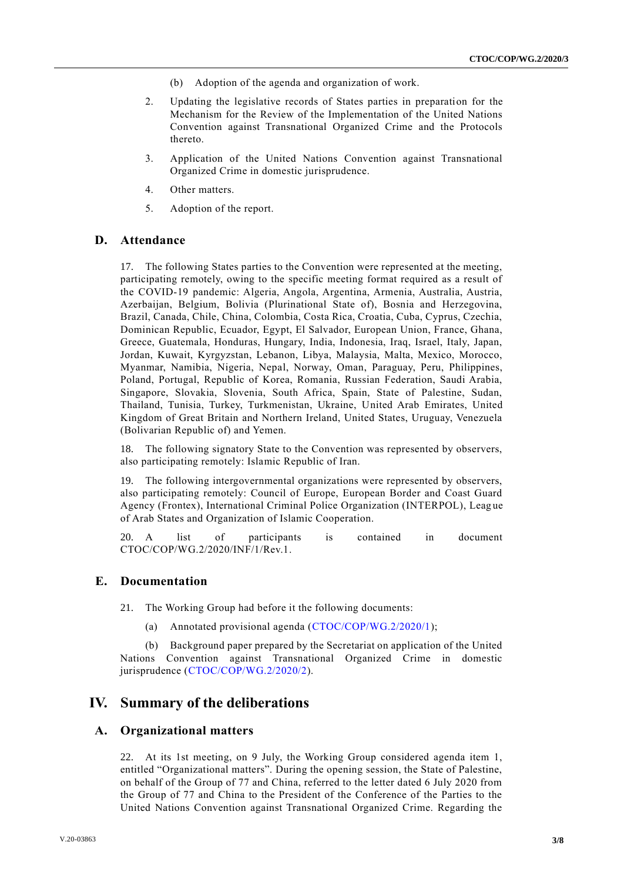(b) Adoption of the agenda and organization of work.

2. Updating the legislative records of States parties in preparation for the Mechanism for the Review of the Implementation of the United Nations Convention against Transnational Organized Crime and the Protocols thereto.

3. Application of the United Nations Convention against Transnational Organized Crime in domestic jurisprudence.

4. Other matters.

5. Adoption of the report.

### D. Attendance

17. The following States parties to the Convention were represented at the meeting, participating remotely, owing to the specific meeting format required as a result of the COVID-19 pandemic: Algeria, Angola, Argentina, Armenia, Australia, Austria, Azerbaijan, Belgium, Bolivia (Plurinational State of), Bosnia and Herzegovina, Brazil, Canada, Chile, China, Colombia, Costa Rica, Croatia, Cuba, Cyprus, Czechia, Dominican Republic, Ecuador, Egypt, El Salvador, European Union, France, Ghana, Greece, Guatemala, Honduras, Hungary, India, Indonesia, Iraq, Israel, Italy, Japan, Jordan, Kuwait, Kyrgyzstan, Lebanon, Libya, Malaysia, Malta, Mexico, Morocco, Myanmar, Namibia, Nigeria, Nepal, Norway, Oman, Paraguay, Peru, Philippines, Poland, Portugal, Republic of Korea, Romania, Russian Federation, Saudi Arabia, Singapore, Slovakia, Slovenia, South Africa, Spain, State of Palestine, Sudan, Thailand, Tunisia, Turkey, Turkmenistan, Ukraine, United Arab Emirates, United Kingdom of Great Britain and Northern Ireland, United States, Uruguay, Venezuela (Bolivarian Republic of) and Yemen.

18. The following signatory State to the Convention was represented by observers, also participating remotely: Islamic Republic of Iran.

19. The following intergovernmental organizations were represented by observers, also participating remotely: Council of Europe, European Border and Coast Guard Agency (Frontex), International Criminal Police Organization (INTERPOL), League of Arab States and Organization of Islamic Cooperation.

20. A list of participants is contained in document CTOC/COP/WG.2/2020/INF/1/Rev.1.

### E. Documentation

21. The Working Group had before it the following documents:

(a) Annotated provisional agenda (CTOC/COP/WG.2/2020/1);

(b) Background paper prepared by the Secretariat on application of the United Nations Convention against Transnational Organized Crime in domestic jurisprudence (CTOC/COP/WG.2/2020/2).

## IV. Summary of the deliberations

### A. Organizational matters

22. At its 1st meeting, on 9 July, the Working Group considered agenda item 1, entitled "Organizational matters". During the opening session, the State of Palestine, on behalf of the Group of 77 and China, referred to the letter dated 6 July 2020 from the Group of 77 and China to the President of the Conference of the Parties to the United Nations Convention against Transnational Organized Crime. Regarding the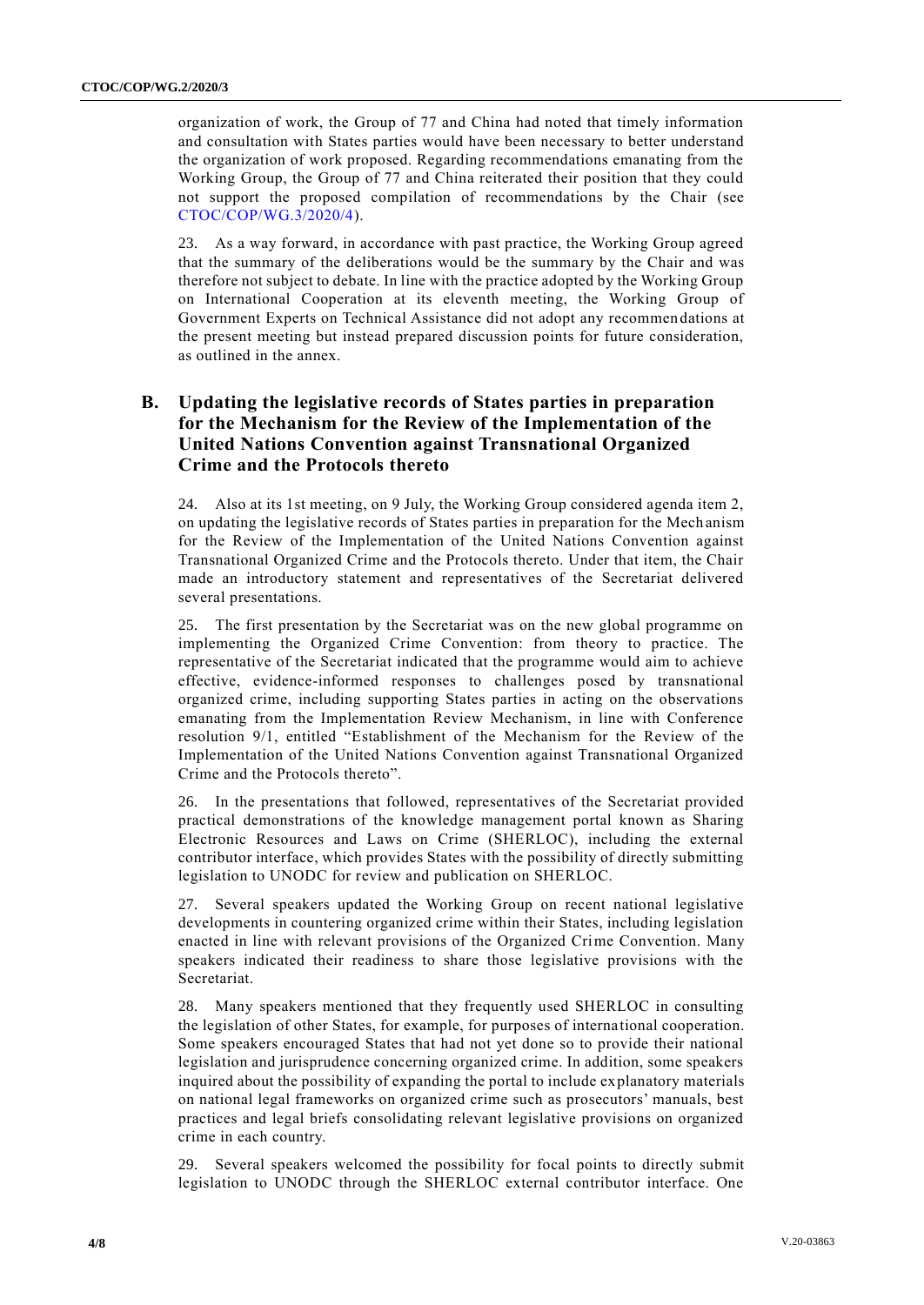organization of work, the Group of 77 and China had noted that timely information and consultation with States parties would have been necessary to better understand the organization of work proposed. Regarding recommendations emanating from the Working Group, the Group of 77 and China reiterated their position that they could not support the proposed compilation of recommendations by the Chair (see CTOC/COP/WG.3/2020/4).

23. As a way forward, in accordance with past practice, the Working Group agreed that the summary of the deliberations would be the summary by the Chair and was therefore not subject to debate. In line with the practice adopted by the Working Group on International Cooperation at its eleventh meeting, the Working Group of Government Experts on Technical Assistance did not adopt any recommendations at the present meeting but instead prepared discussion points for future consideration, as outlined in the annex.

## B. Updating the legislative records of States parties in preparation for the Mechanism for the Review of the Implementation of the United Nations Convention against Transnational Organized Crime and the Protocols thereto

24. Also at its 1st meeting, on 9 July, the Working Group considered agenda item 2, on updating the legislative records of States parties in preparation for the Mechanism for the Review of the Implementation of the United Nations Convention against Transnational Organized Crime and the Protocols thereto. Under that item, the Chair made an introductory statement and representatives of the Secretariat delivered several presentations.

25. The first presentation by the Secretariat was on the new global programme on implementing the Organized Crime Convention: from theory to practice. The representative of the Secretariat indicated that the programme would aim to achieve effective, evidence-informed responses to challenges posed by transnational organized crime, including supporting States parties in acting on the observations emanating from the Implementation Review Mechanism, in line with Conference resolution 9/1, entitled "Establishment of the Mechanism for the Review of the Implementation of the United Nations Convention against Transnational Organized Crime and the Protocols thereto".

26. In the presentations that followed, representatives of the Secretariat provided practical demonstrations of the knowledge management portal known as Sharing Electronic Resources and Laws on Crime (SHERLOC), including the external contributor interface, which provides States with the possibility of directly submitting legislation to UNODC for review and publication on SHERLOC.

27. Several speakers updated the Working Group on recent national legislative developments in countering organized crime within their States, including legislation enacted in line with relevant provisions of the Organized Crime Convention. Many speakers indicated their readiness to share those legislative provisions with the Secretariat.

28. Many speakers mentioned that they frequently used SHERLOC in consulting the legislation of other States, for example, for purposes of international cooperation. Some speakers encouraged States that had not yet done so to provide their national legislation and jurisprudence concerning organized crime. In addition, some speakers inquired about the possibility of expanding the portal to include explanatory materials on national legal frameworks on organized crime such as prosecutors' manuals, best practices and legal briefs consolidating relevant legislative provisions on organized crime in each country.

29. Several speakers welcomed the possibility for focal points to directly submit legislation to UNODC through the SHERLOC external contributor interface. One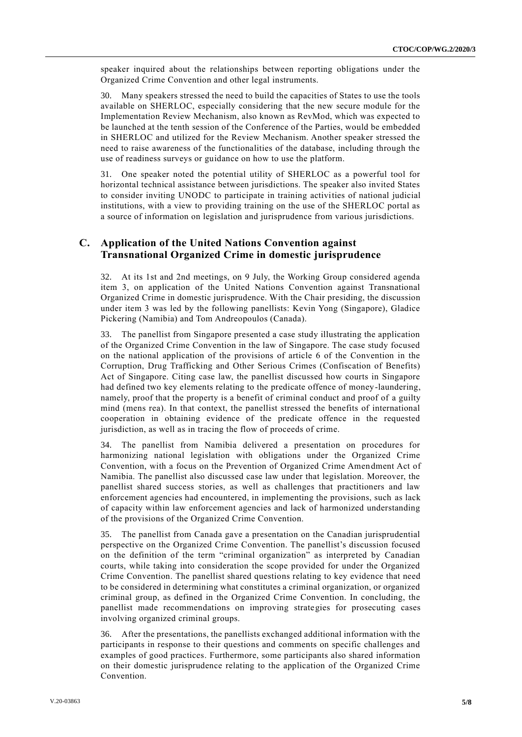speaker inquired about the relationships between reporting obligations under the Organized Crime Convention and other legal instruments.

30. Many speakers stressed the need to build the capacities of States to use the tools available on SHERLOC, especially considering that the new secure module for the Implementation Review Mechanism, also known as RevMod, which was expected to be launched at the tenth session of the Conference of the Parties, would be embedded in SHERLOC and utilized for the Review Mechanism. Another speaker stressed the need to raise awareness of the functionalities of the database, including through the use of readiness surveys or guidance on how to use the platform.

31. One speaker noted the potential utility of SHERLOC as a powerful tool for horizontal technical assistance between jurisdictions. The speaker also invited States to consider inviting UNODC to participate in training activities of national judicial institutions, with a view to providing training on the use of the SHERLOC portal as a source of information on legislation and jurisprudence from various jurisdictions.

## C. Application of the United Nations Convention against Transnational Organized Crime in domestic jurisprudence

32. At its 1st and 2nd meetings, on 9 July, the Working Group considered agenda item 3, on application of the United Nations Convention against Transnational Organized Crime in domestic jurisprudence. With the Chair presiding, the discussion under item 3 was led by the following panellists: Kevin Yong (Singapore), Gladice Pickering (Namibia) and Tom Andreopoulos (Canada).

33. The panellist from Singapore presented a case study illustrating the application of the Organized Crime Convention in the law of Singapore. The case study focused on the national application of the provisions of article 6 of the Convention in the Corruption, Drug Trafficking and Other Serious Crimes (Confiscation of Benefits) Act of Singapore. Citing case law, the panellist discussed how courts in Singapore had defined two key elements relating to the predicate offence of money-laundering, namely, proof that the property is a benefit of criminal conduct and proof of a guilty mind (mens rea). In that context, the panellist stressed the benefits of international cooperation in obtaining evidence of the predicate offence in the requested jurisdiction, as well as in tracing the flow of proceeds of crime.

34. The panellist from Namibia delivered a presentation on procedures for harmonizing national legislation with obligations under the Organized Crime Convention, with a focus on the Prevention of Organized Crime Amendment Act of Namibia. The panellist also discussed case law under that legislation. Moreover, the panellist shared success stories, as well as challenges that practitioners and law enforcement agencies had encountered, in implementing the provisions, such as lack of capacity within law enforcement agencies and lack of harmonized understanding of the provisions of the Organized Crime Convention.

35. The panellist from Canada gave a presentation on the Canadian jurisprudential perspective on the Organized Crime Convention. The panellist's discussion focused on the definition of the term "criminal organization" as interpreted by Canadian courts, while taking into consideration the scope provided for under the Organized Crime Convention. The panellist shared questions relating to key evidence that need to be considered in determining what constitutes a criminal organization, or organized criminal group, as defined in the Organized Crime Convention. In concluding, the panellist made recommendations on improving strategies for prosecuting cases involving organized criminal groups.

36. After the presentations, the panellists exchanged additional information with the participants in response to their questions and comments on specific challenges and examples of good practices. Furthermore, some participants also shared information on their domestic jurisprudence relating to the application of the Organized Crime Convention.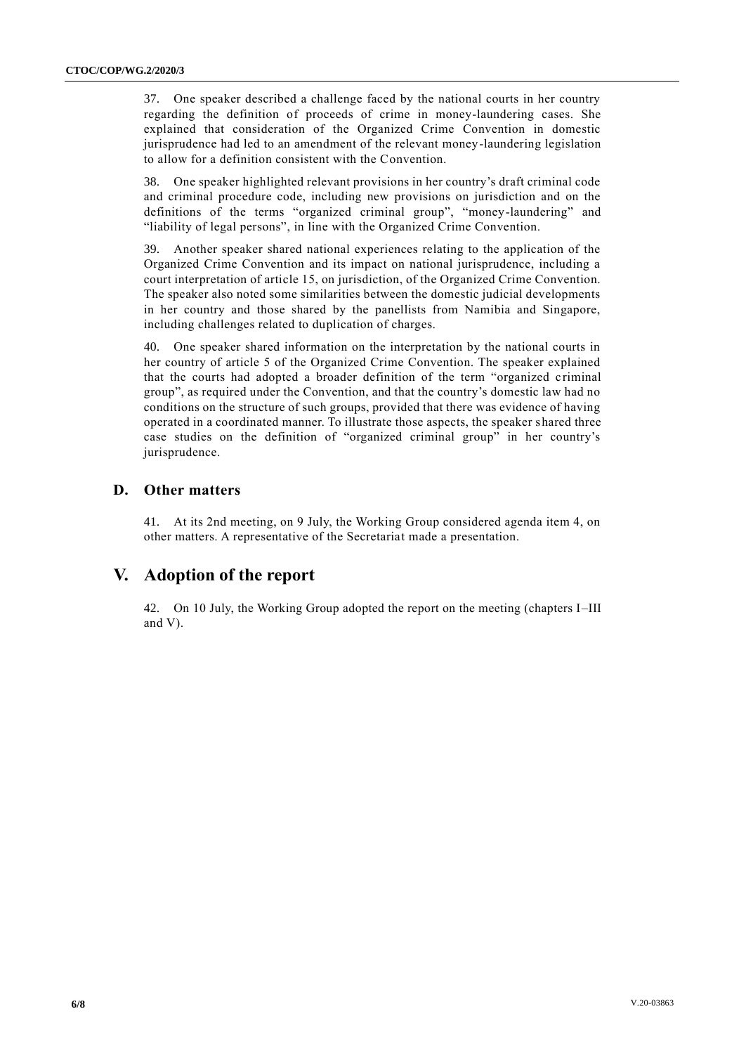37. One speaker described a challenge faced by the national courts in her country regarding the definition of proceeds of crime in money-laundering cases. She explained that consideration of the Organized Crime Convention in domestic jurisprudence had led to an amendment of the relevant money-laundering legislation to allow for a definition consistent with the Convention.

38. One speaker highlighted relevant provisions in her country's draft criminal code and criminal procedure code, including new provisions on jurisdiction and on the definitions of the terms "organized criminal group", "money-laundering" and "liability of legal persons", in line with the Organized Crime Convention.

39. Another speaker shared national experiences relating to the application of the Organized Crime Convention and its impact on national jurisprudence, including a court interpretation of article 15, on jurisdiction, of the Organized Crime Convention. The speaker also noted some similarities between the domestic judicial developments in her country and those shared by the panellists from Namibia and Singapore, including challenges related to duplication of charges.

40. One speaker shared information on the interpretation by the national courts in her country of article 5 of the Organized Crime Convention. The speaker explained that the courts had adopted a broader definition of the term "organized criminal group", as required under the Convention, and that the country's domestic law had no conditions on the structure of such groups, provided that there was evidence of having operated in a coordinated manner. To illustrate those aspects, the speaker shared three case studies on the definition of "organized criminal group" in her country's jurisprudence.

## D. Other matters

41. At its 2nd meeting, on 9 July, the Working Group considered agenda item 4, on other matters. A representative of the Secretariat made a presentation.

# V. Adoption of the report

42. On 10 July, the Working Group adopted the report on the meeting (chapters I–III and V).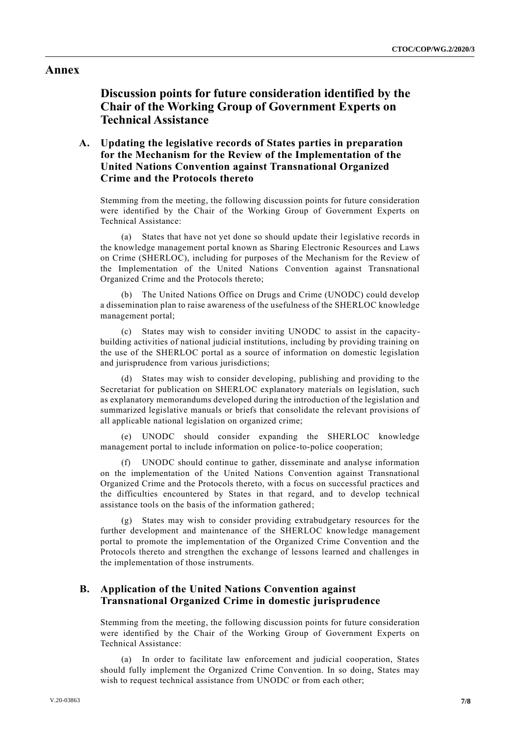# Annex

## Discussion points for future consideration identified by the Chair of the Working Group of Government Experts on Technical Assistance

### A. Updating the legislative records of States parties in preparation for the Mechanism for the Review of the Implementation of the United Nations Convention against Transnational Organized Crime and the Protocols thereto

Stemming from the meeting, the following discussion points for future consideration were identified by the Chair of the Working Group of Government Experts on Technical Assistance:

(a) States that have not yet done so should update their legislative records in the knowledge management portal known as Sharing Electronic Resources and Laws on Crime (SHERLOC), including for purposes of the Mechanism for the Review of the Implementation of the United Nations Convention against Transnational Organized Crime and the Protocols thereto;

(b) The United Nations Office on Drugs and Crime (UNODC) could develop a dissemination plan to raise awareness of the usefulness of the SHERLOC knowledge management portal;

(c) States may wish to consider inviting UNODC to assist in the capacity-building activities of national judicial institutions, including by providing training on the use of the SHERLOC portal as a source of information on domestic legislation and jurisprudence from various jurisdictions;

(d) States may wish to consider developing, publishing and providing to the Secretariat for publication on SHERLOC explanatory materials on legislation, such as explanatory memorandums developed during the introduction of the legislation and summarized legislative manuals or briefs that consolidate the relevant provisions of all applicable national legislation on organized crime;

(e) UNODC should consider expanding the SHERLOC knowledge management portal to include information on police-to-police cooperation;

(f) UNODC should continue to gather, disseminate and analyse information on the implementation of the United Nations Convention against Transnational Organized Crime and the Protocols thereto, with a focus on successful practices and the difficulties encountered by States in that regard, and to develop technical assistance tools on the basis of the information gathered;

(g) States may wish to consider providing extrabudgetary resources for the further development and maintenance of the SHERLOC knowledge management portal to promote the implementation of the Organized Crime Convention and the Protocols thereto and strengthen the exchange of lessons learned and challenges in the implementation of those instruments.

### B. Application of the United Nations Convention against Transnational Organized Crime in domestic jurisprudence

Stemming from the meeting, the following discussion points for future consideration were identified by the Chair of the Working Group of Government Experts on Technical Assistance:

(a) In order to facilitate law enforcement and judicial cooperation, States should fully implement the Organized Crime Convention. In so doing, States may wish to request technical assistance from UNODC or from each other;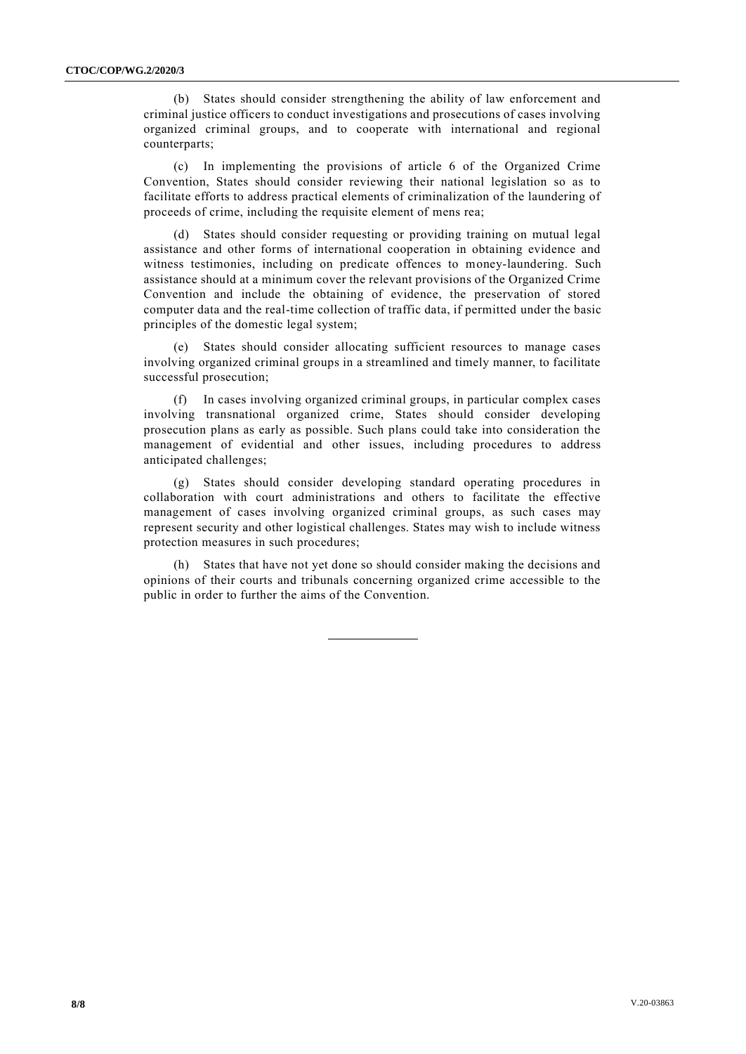(b) States should consider strengthening the ability of law enforcement and criminal justice officers to conduct investigations and prosecutions of cases involving organized criminal groups, and to cooperate with international and regional counterparts;

(c) In implementing the provisions of article 6 of the Organized Crime Convention, States should consider reviewing their national legislation so as to facilitate efforts to address practical elements of criminalization of the laundering of proceeds of crime, including the requisite element of mens rea;

(d) States should consider requesting or providing training on mutual legal assistance and other forms of international cooperation in obtaining evidence and witness testimonies, including on predicate offences to money-laundering. Such assistance should at a minimum cover the relevant provisions of the Organized Crime Convention and include the obtaining of evidence, the preservation of stored computer data and the real-time collection of traffic data, if permitted under the basic principles of the domestic legal system;

(e) States should consider allocating sufficient resources to manage cases involving organized criminal groups in a streamlined and timely manner, to facilitate successful prosecution;

(f) In cases involving organized criminal groups, in particular complex cases involving transnational organized crime, States should consider developing prosecution plans as early as possible. Such plans could take into consideration the management of evidential and other issues, including procedures to address anticipated challenges;

(g) States should consider developing standard operating procedures in collaboration with court administrations and others to facilitate the effective management of cases involving organized criminal groups, as such cases may represent security and other logistical challenges. States may wish to include witness protection measures in such procedures;

(h) States that have not yet done so should consider making the decisions and opinions of their courts and tribunals concerning organized crime accessible to the public in order to further the aims of the Convention.